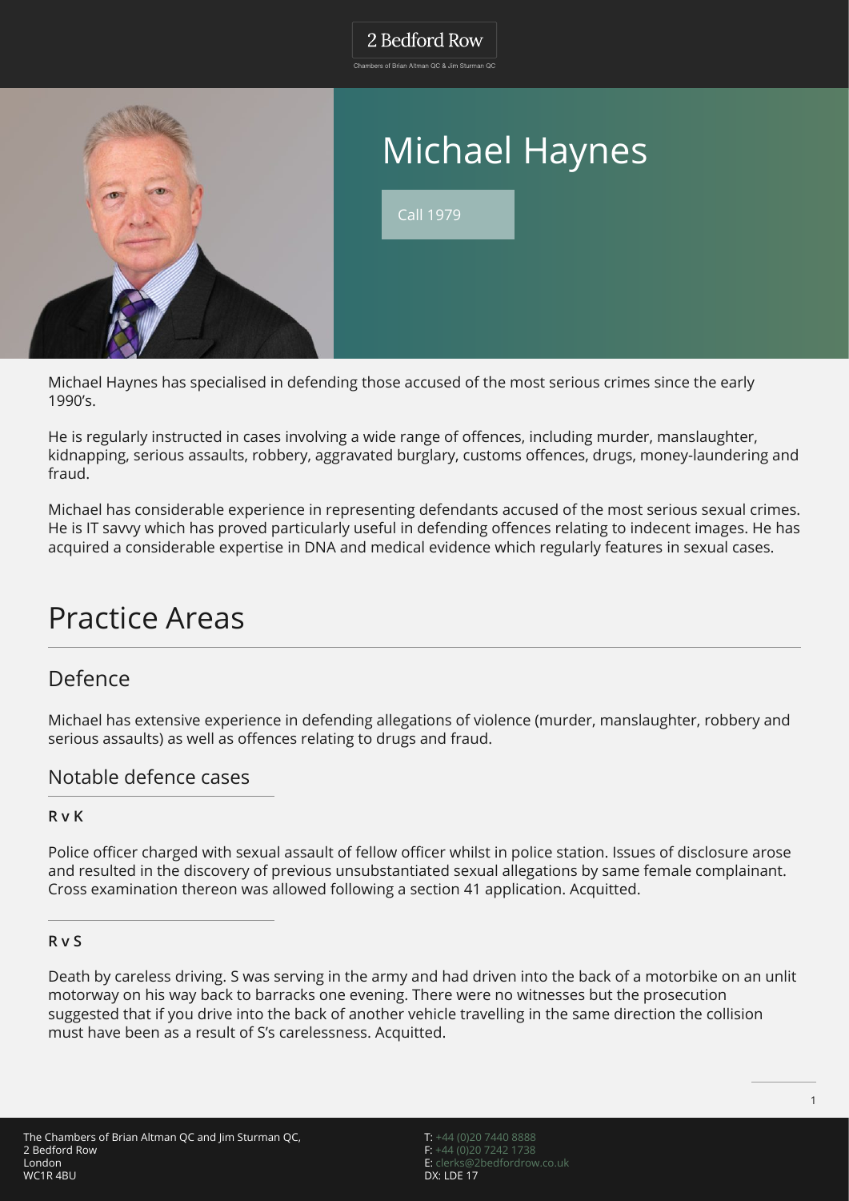# Michael Haynes

Call 1979

Michael Haynes has specialised in defending those accused of the most serious crimes since the early 1990's.

He is regularly instructed in cases involving a wide range of offences, including murder, manslaughter, kidnapping, serious assaults, robbery, aggravated burglary, customs offences, drugs, money-laundering and fraud.

Michael has considerable experience in representing defendants accused of the most serious sexual crimes. He is IT savvy which has proved particularly useful in defending offences relating to indecent images. He has acquired a considerable expertise in DNA and medical evidence which regularly features in sexual cases.

## Practice Areas

### Defence

Michael has extensive experience in defending allegations of violence (murder, manslaughter, robbery and serious assaults) as well as offences relating to drugs and fraud.

### Notable defence cases

**R v K**

Police officer charged with sexual assault of fellow officer whilst in police station. Issues of disclosure arose and resulted in the discovery of previous unsubstantiated sexual allegations by same female complainant. Cross examination thereon was allowed following a section 41 application. Acquitted.

**R v S**

Death by careless driving. S was serving in the army and had driven into the back of a motorbike on an unlit motorway on his way back to barracks one evening. There were no witnesses but the prosecution suggested that if you drive into the back of another vehicle travelling in the same direction the collision must have been as a result of S's carelessness. Acquitted.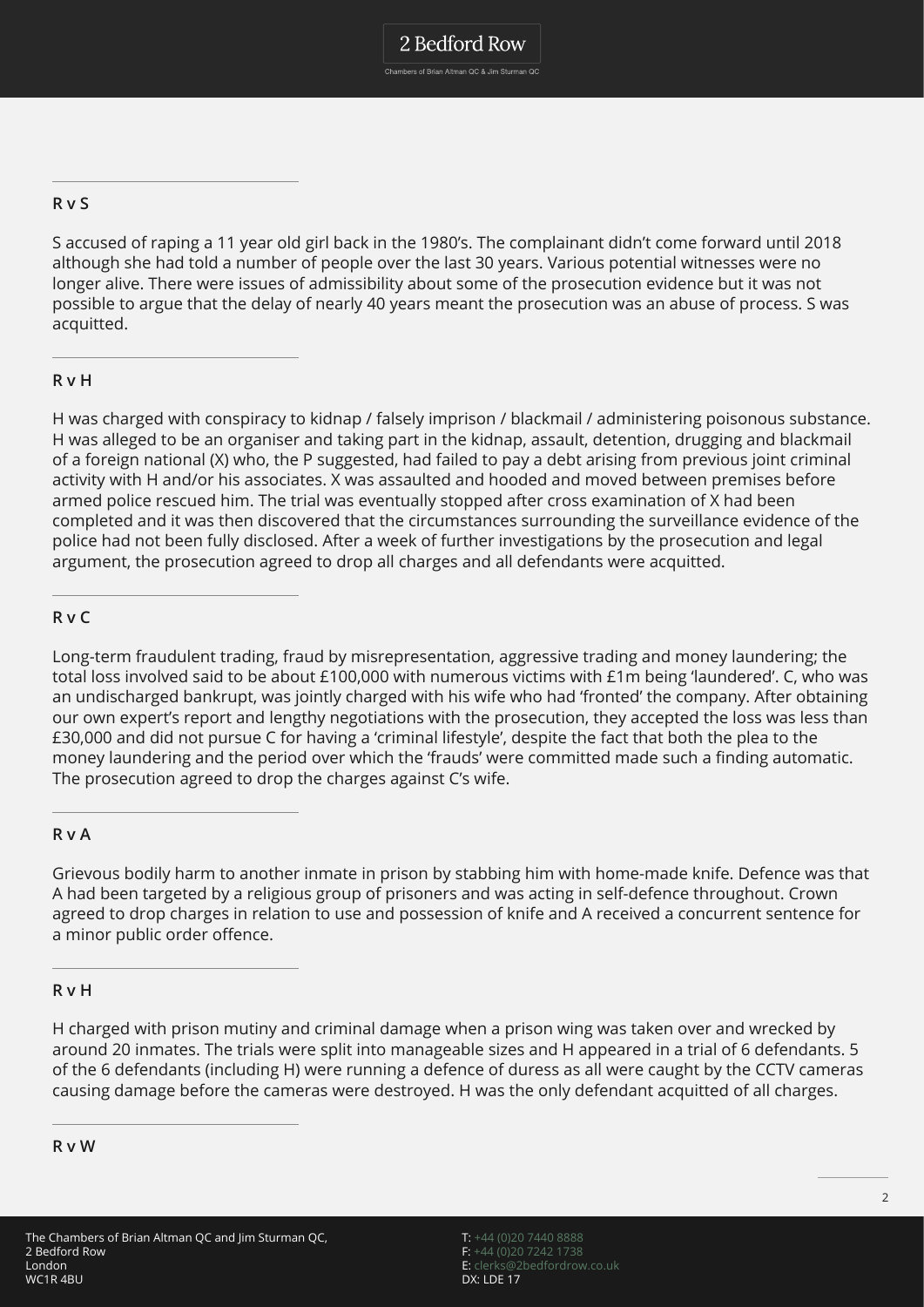**R v S**

S accused of raping a 11 year old girl back in the 1980's. The complainant didn't come forward until 2018 although she had told a number of people over the last 30 years. Various potential witnesses were no longer alive. There were issues of admissibility about some of the prosecution evidence but it was not possible to argue that the delay of nearly 40 years meant the prosecution was an abuse of process. S was acquitted.

**R v H**

H was charged with conspiracy to kidnap / falsely imprison / blackmail / administering poisonous substance. H was alleged to be an organiser and taking part in the kidnap, assault, detention, drugging and blackmail of a foreign national (X) who, the P suggested, had failed to pay a debt arising from previous joint criminal activity with H and/or his associates. X was assaulted and hooded and moved between premises before armed police rescued him. The trial was eventually stopped after cross examination of X had been completed and it was then discovered that the circumstances surrounding the surveillance evidence of the police had not been fully disclosed. After a week of further investigations by the prosecution and legal argument, the prosecution agreed to drop all charges and all defendants were acquitted.

**R v C**

Long-term fraudulent trading, fraud by misrepresentation, aggressive trading and money laundering; the total loss involved said to be about £100,000 with numerous victims with £1m being 'laundered'. C, who was an undischarged bankrupt, was jointly charged with his wife who had 'fronted' the company. After obtaining our own expert's report and lengthy negotiations with the prosecution, they accepted the loss was less than £30,000 and did not pursue C for having a 'criminal lifestyle', despite the fact that both the plea to the money laundering and the period over which the 'frauds' were committed made such a finding automatic. The prosecution agreed to drop the charges against C's wife.

**R v A**

Grievous bodily harm to another inmate in prison by stabbing him with home-made knife. Defence was that A had been targeted by a religious group of prisoners and was acting in self-defence throughout. Crown agreed to drop charges in relation to use and possession of knife and A received a concurrent sentence for a minor public order offence.

**R v H**

H charged with prison mutiny and criminal damage when a prison wing was taken over and wrecked by around 20 inmates. The trials were split into manageable sizes and H appeared in a trial of 6 defendants. 5 of the 6 defendants (including H) were running a defence of duress as all were caught by the CCTV cameras causing damage before the cameras were destroyed. H was the only defendant acquitted of all charges.

**R v W**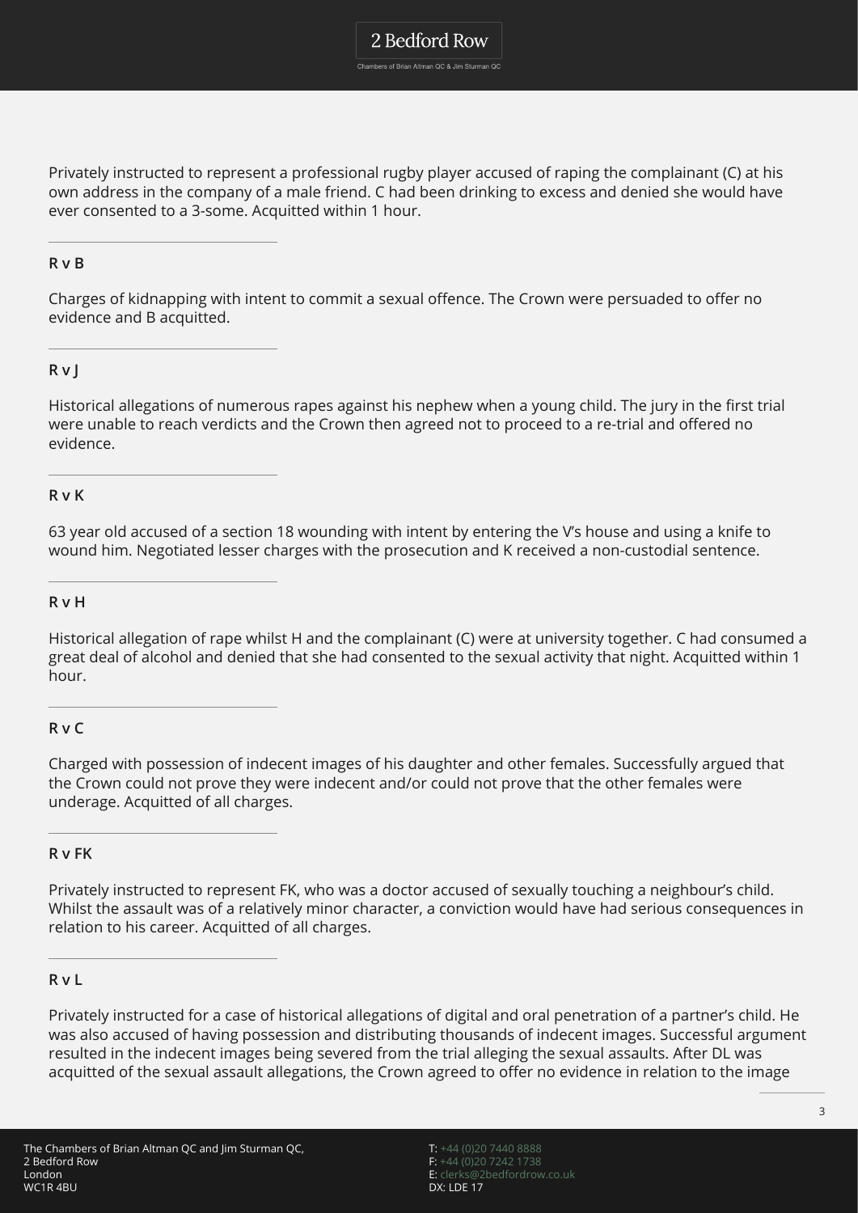Privately instructed to represent a professional rugby player accused of raping the complainant (C) at his own address in the company of a male friend. C had been drinking to excess and denied she would have ever consented to a 3-some. Acquitted within 1 hour.

---

**R v B**

Charges of kidnapping with intent to commit a sexual offence. The Crown were persuaded to offer no evidence and B acquitted.

---

**R v J**

Historical allegations of numerous rapes against his nephew when a young child. The jury in the first trial were unable to reach verdicts and the Crown then agreed not to proceed to a re-trial and offered no evidence.

---

**R v K**

63 year old accused of a section 18 wounding with intent by entering the V's house and using a knife to wound him. Negotiated lesser charges with the prosecution and K received a non-custodial sentence.

---

**R v H**

Historical allegation of rape whilst H and the complainant (C) were at university together. C had consumed a great deal of alcohol and denied that she had consented to the sexual activity that night. Acquitted within 1 hour.

---

**R v C**

Charged with possession of indecent images of his daughter and other females. Successfully argued that the Crown could not prove they were indecent and/or could not prove that the other females were underage. Acquitted of all charges.

---

**R v FK**

Privately instructed to represent FK, who was a doctor accused of sexually touching a neighbour's child. Whilst the assault was of a relatively minor character, a conviction would have had serious consequences in relation to his career. Acquitted of all charges.

---

**R v L**

Privately instructed for a case of historical allegations of digital and oral penetration of a partner's child. He was also accused of having possession and distributing thousands of indecent images. Successful argument resulted in the indecent images being severed from the trial alleging the sexual assaults. After DL was acquitted of the sexual assault allegations, the Crown agreed to offer no evidence in relation to the image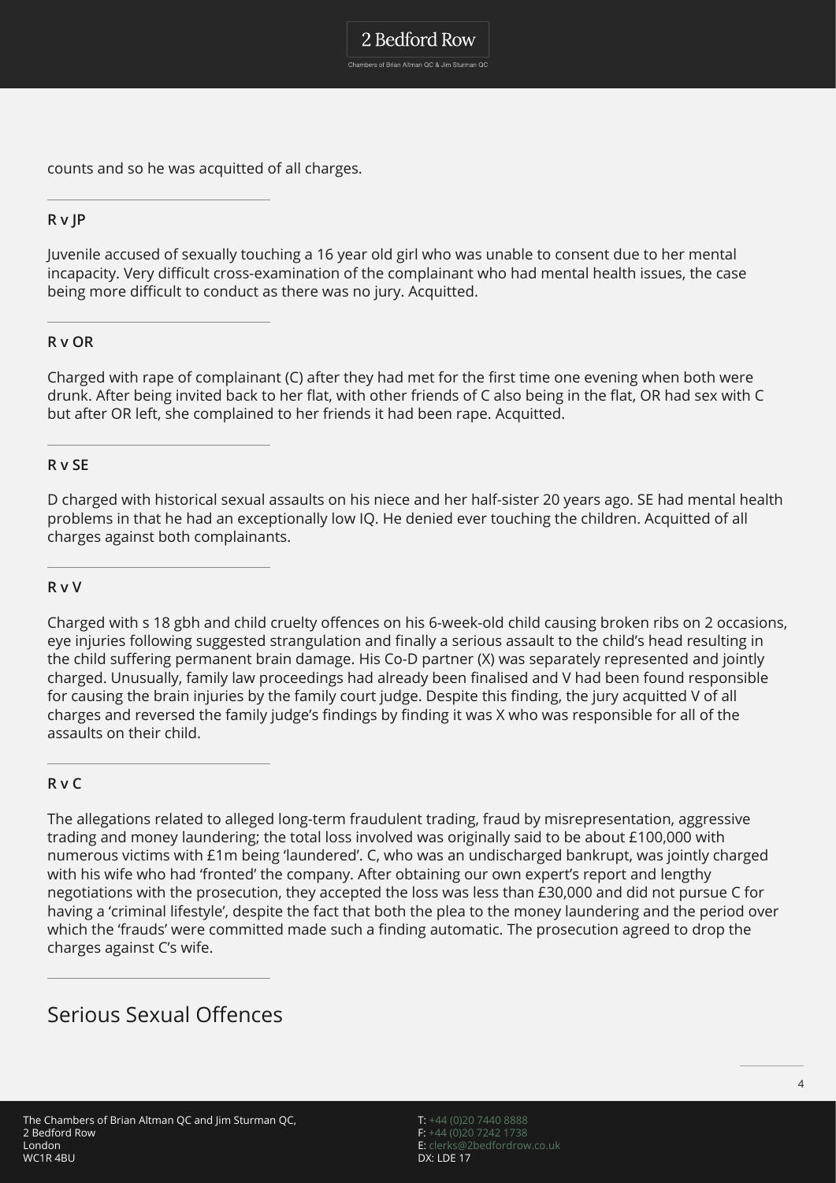counts and so he was acquitted of all charges.

---

**R v JP**

Juvenile accused of sexually touching a 16 year old girl who was unable to consent due to her mental incapacity. Very difficult cross-examination of the complainant who had mental health issues, the case being more difficult to conduct as there was no jury. Acquitted.

---

**R v OR**

Charged with rape of complainant (C) after they had met for the first time one evening when both were drunk. After being invited back to her flat, with other friends of C also being in the flat, OR had sex with C but after OR left, she complained to her friends it had been rape. Acquitted.

---

**R v SE**

D charged with historical sexual assaults on his niece and her half-sister 20 years ago. SE had mental health problems in that he had an exceptionally low IQ. He denied ever touching the children. Acquitted of all charges against both complainants.

---

**R v V**

Charged with s 18 gbh and child cruelty offences on his 6-week-old child causing broken ribs on 2 occasions, eye injuries following suggested strangulation and finally a serious assault to the child's head resulting in the child suffering permanent brain damage. His Co-D partner (X) was separately represented and jointly charged. Unusually, family law proceedings had already been finalised and V had been found responsible for causing the brain injuries by the family court judge. Despite this finding, the jury acquitted V of all charges and reversed the family judge's findings by finding it was X who was responsible for all of the assaults on their child.

---

**R v C**

The allegations related to alleged long-term fraudulent trading, fraud by misrepresentation, aggressive trading and money laundering; the total loss involved was originally said to be about £100,000 with numerous victims with £1m being 'laundered'. C, who was an undischarged bankrupt, was jointly charged with his wife who had 'fronted' the company. After obtaining our own expert's report and lengthy negotiations with the prosecution, they accepted the loss was less than £30,000 and did not pursue C for having a 'criminal lifestyle', despite the fact that both the plea to the money laundering and the period over which the 'frauds' were committed made such a finding automatic. The prosecution agreed to drop the charges against C's wife.

---

## Serious Sexual Offences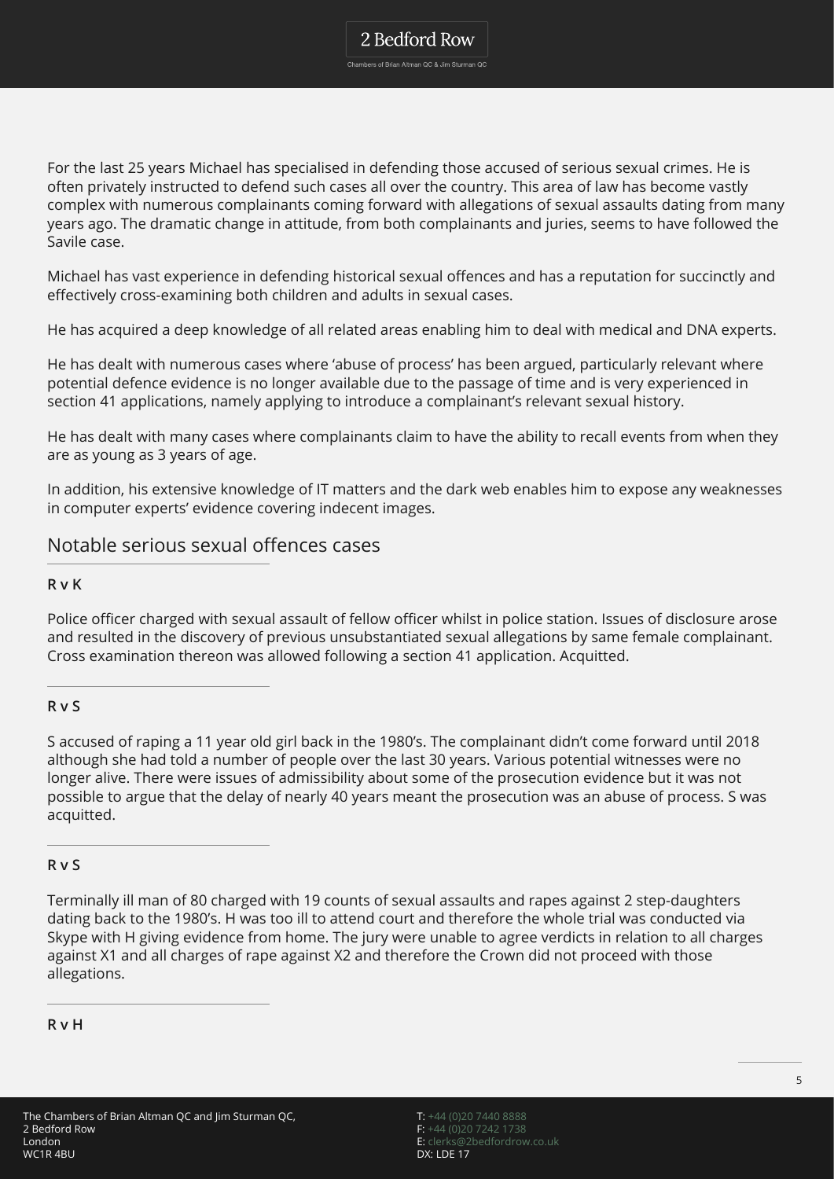For the last 25 years Michael has specialised in defending those accused of serious sexual crimes. He is often privately instructed to defend such cases all over the country. This area of law has become vastly complex with numerous complainants coming forward with allegations of sexual assaults dating from many years ago. The dramatic change in attitude, from both complainants and juries, seems to have followed the Savile case.

Michael has vast experience in defending historical sexual offences and has a reputation for succinctly and effectively cross-examining both children and adults in sexual cases.

He has acquired a deep knowledge of all related areas enabling him to deal with medical and DNA experts.

He has dealt with numerous cases where 'abuse of process' has been argued, particularly relevant where potential defence evidence is no longer available due to the passage of time and is very experienced in section 41 applications, namely applying to introduce a complainant's relevant sexual history.

He has dealt with many cases where complainants claim to have the ability to recall events from when they are as young as 3 years of age.

In addition, his extensive knowledge of IT matters and the dark web enables him to expose any weaknesses in computer experts' evidence covering indecent images.

## Notable serious sexual offences cases

**R v K**

Police officer charged with sexual assault of fellow officer whilst in police station. Issues of disclosure arose and resulted in the discovery of previous unsubstantiated sexual allegations by same female complainant. Cross examination thereon was allowed following a section 41 application. Acquitted.

**R v S**

S accused of raping a 11 year old girl back in the 1980's. The complainant didn't come forward until 2018 although she had told a number of people over the last 30 years. Various potential witnesses were no longer alive. There were issues of admissibility about some of the prosecution evidence but it was not possible to argue that the delay of nearly 40 years meant the prosecution was an abuse of process. S was acquitted.

**R v S**

Terminally ill man of 80 charged with 19 counts of sexual assaults and rapes against 2 step-daughters dating back to the 1980's. H was too ill to attend court and therefore the whole trial was conducted via Skype with H giving evidence from home. The jury were unable to agree verdicts in relation to all charges against X1 and all charges of rape against X2 and therefore the Crown did not proceed with those allegations.

**R v H**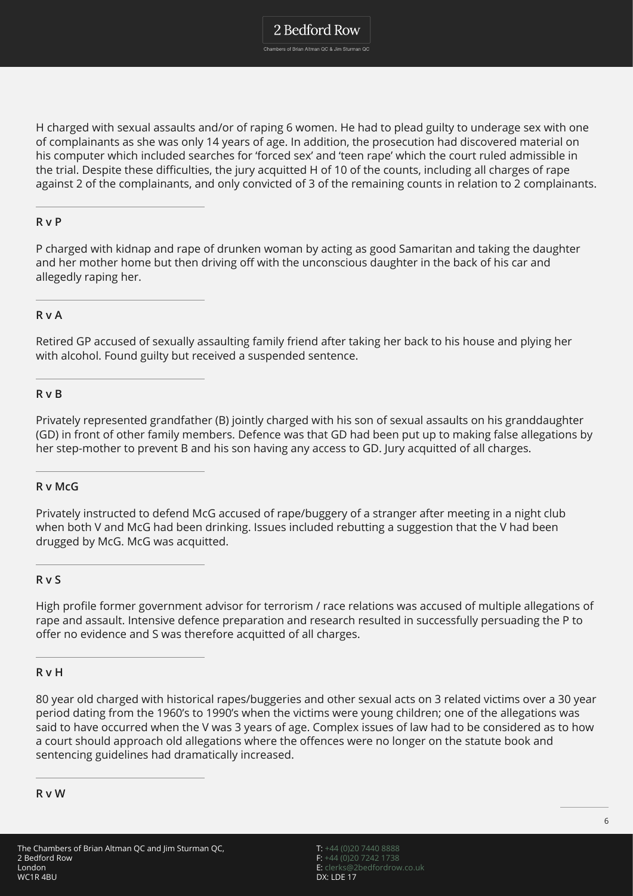H charged with sexual assaults and/or of raping 6 women. He had to plead guilty to underage sex with one of complainants as she was only 14 years of age. In addition, the prosecution had discovered material on his computer which included searches for 'forced sex' and 'teen rape' which the court ruled admissible in the trial. Despite these difficulties, the jury acquitted H of 10 of the counts, including all charges of rape against 2 of the complainants, and only convicted of 3 of the remaining counts in relation to 2 complainants.

---

**R v P**

P charged with kidnap and rape of drunken woman by acting as good Samaritan and taking the daughter and her mother home but then driving off with the unconscious daughter in the back of his car and allegedly raping her.

---

**R v A**

Retired GP accused of sexually assaulting family friend after taking her back to his house and plying her with alcohol. Found guilty but received a suspended sentence.

---

**R v B**

Privately represented grandfather (B) jointly charged with his son of sexual assaults on his granddaughter (GD) in front of other family members. Defence was that GD had been put up to making false allegations by her step-mother to prevent B and his son having any access to GD. Jury acquitted of all charges.

---

**R v McG**

Privately instructed to defend McG accused of rape/buggery of a stranger after meeting in a night club when both V and McG had been drinking. Issues included rebutting a suggestion that the V had been drugged by McG. McG was acquitted.

---

**R v S**

High profile former government advisor for terrorism / race relations was accused of multiple allegations of rape and assault. Intensive defence preparation and research resulted in successfully persuading the P to offer no evidence and S was therefore acquitted of all charges.

---

**R v H**

80 year old charged with historical rapes/buggeries and other sexual acts on 3 related victims over a 30 year period dating from the 1960's to 1990's when the victims were young children; one of the allegations was said to have occurred when the V was 3 years of age. Complex issues of law had to be considered as to how a court should approach old allegations where the offences were no longer on the statute book and sentencing guidelines had dramatically increased.

---

**R v W**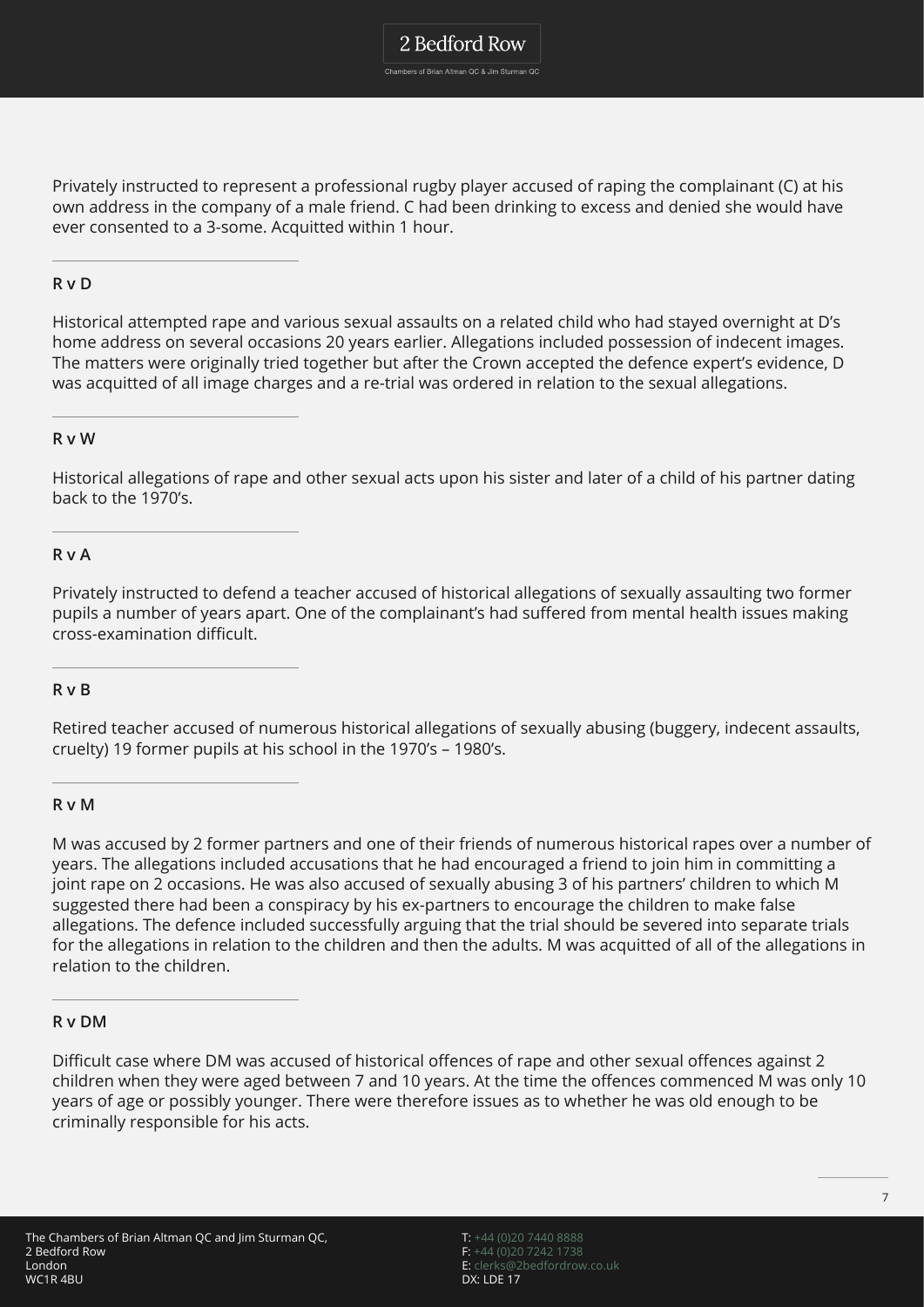Privately instructed to represent a professional rugby player accused of raping the complainant (C) at his own address in the company of a male friend. C had been drinking to excess and denied she would have ever consented to a 3-some. Acquitted within 1 hour.

---

**R v D**

Historical attempted rape and various sexual assaults on a related child who had stayed overnight at D's home address on several occasions 20 years earlier. Allegations included possession of indecent images. The matters were originally tried together but after the Crown accepted the defence expert's evidence, D was acquitted of all image charges and a re-trial was ordered in relation to the sexual allegations.

---

**R v W**

Historical allegations of rape and other sexual acts upon his sister and later of a child of his partner dating back to the 1970's.

---

**R v A**

Privately instructed to defend a teacher accused of historical allegations of sexually assaulting two former pupils a number of years apart. One of the complainant's had suffered from mental health issues making cross-examination difficult.

---

**R v B**

Retired teacher accused of numerous historical allegations of sexually abusing (buggery, indecent assaults, cruelty) 19 former pupils at his school in the 1970's – 1980's.

---

**R v M**

M was accused by 2 former partners and one of their friends of numerous historical rapes over a number of years. The allegations included accusations that he had encouraged a friend to join him in committing a joint rape on 2 occasions. He was also accused of sexually abusing 3 of his partners' children to which M suggested there had been a conspiracy by his ex-partners to encourage the children to make false allegations. The defence included successfully arguing that the trial should be severed into separate trials for the allegations in relation to the children and then the adults. M was acquitted of all of the allegations in relation to the children.

---

**R v DM**

Difficult case where DM was accused of historical offences of rape and other sexual offences against 2 children when they were aged between 7 and 10 years. At the time the offences commenced M was only 10 years of age or possibly younger. There were therefore issues as to whether he was old enough to be criminally responsible for his acts.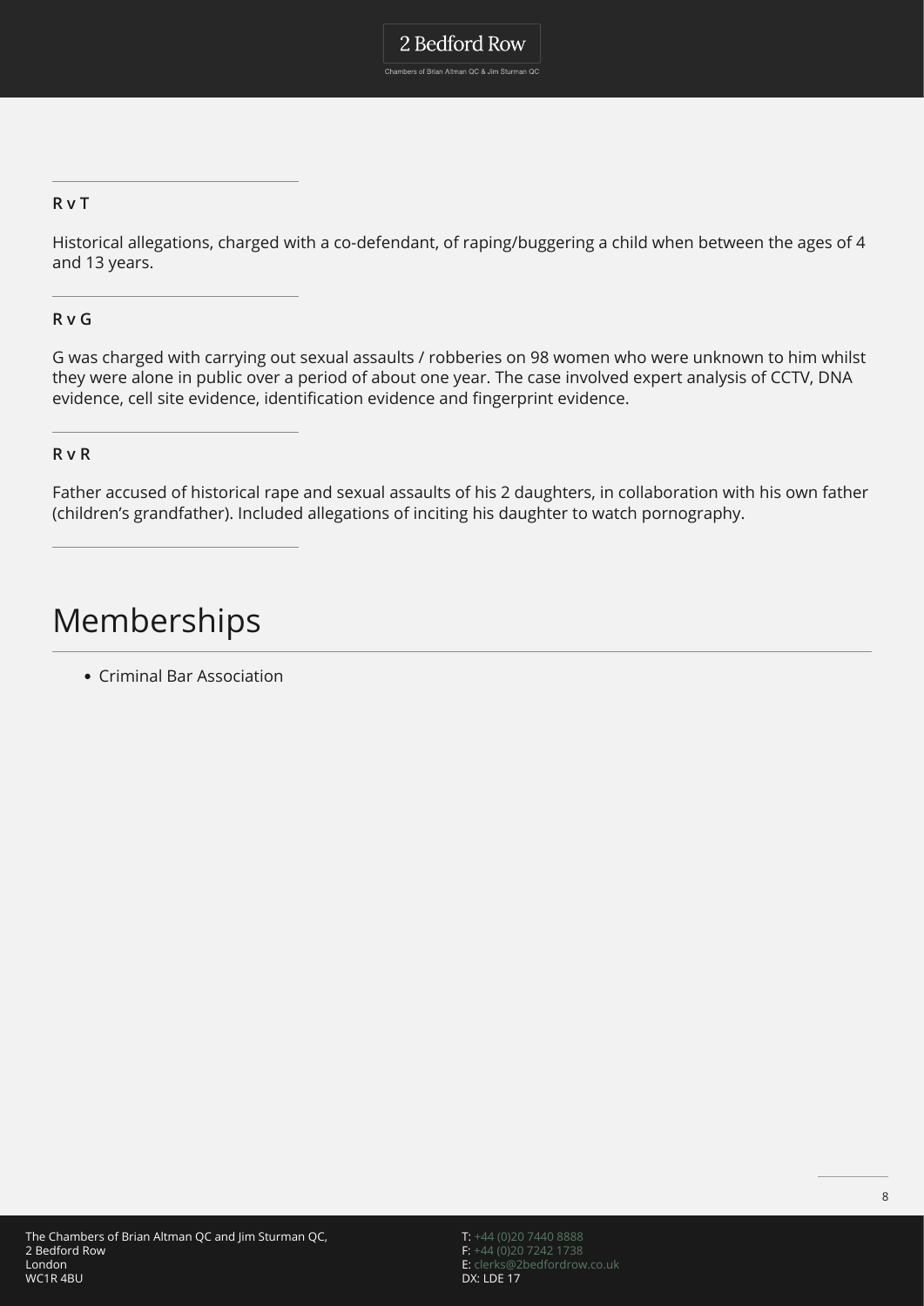### R v T

Historical allegations, charged with a co-defendant, of raping/buggering a child when between the ages of 4 and 13 years.

### R v G

G was charged with carrying out sexual assaults / robberies on 98 women who were unknown to him whilst they were alone in public over a period of about one year. The case involved expert analysis of CCTV, DNA evidence, cell site evidence, identification evidence and fingerprint evidence.

### R v R

Father accused of historical rape and sexual assaults of his 2 daughters, in collaboration with his own father (children's grandfather). Included allegations of inciting his daughter to watch pornography.

# Memberships

- Criminal Bar Association